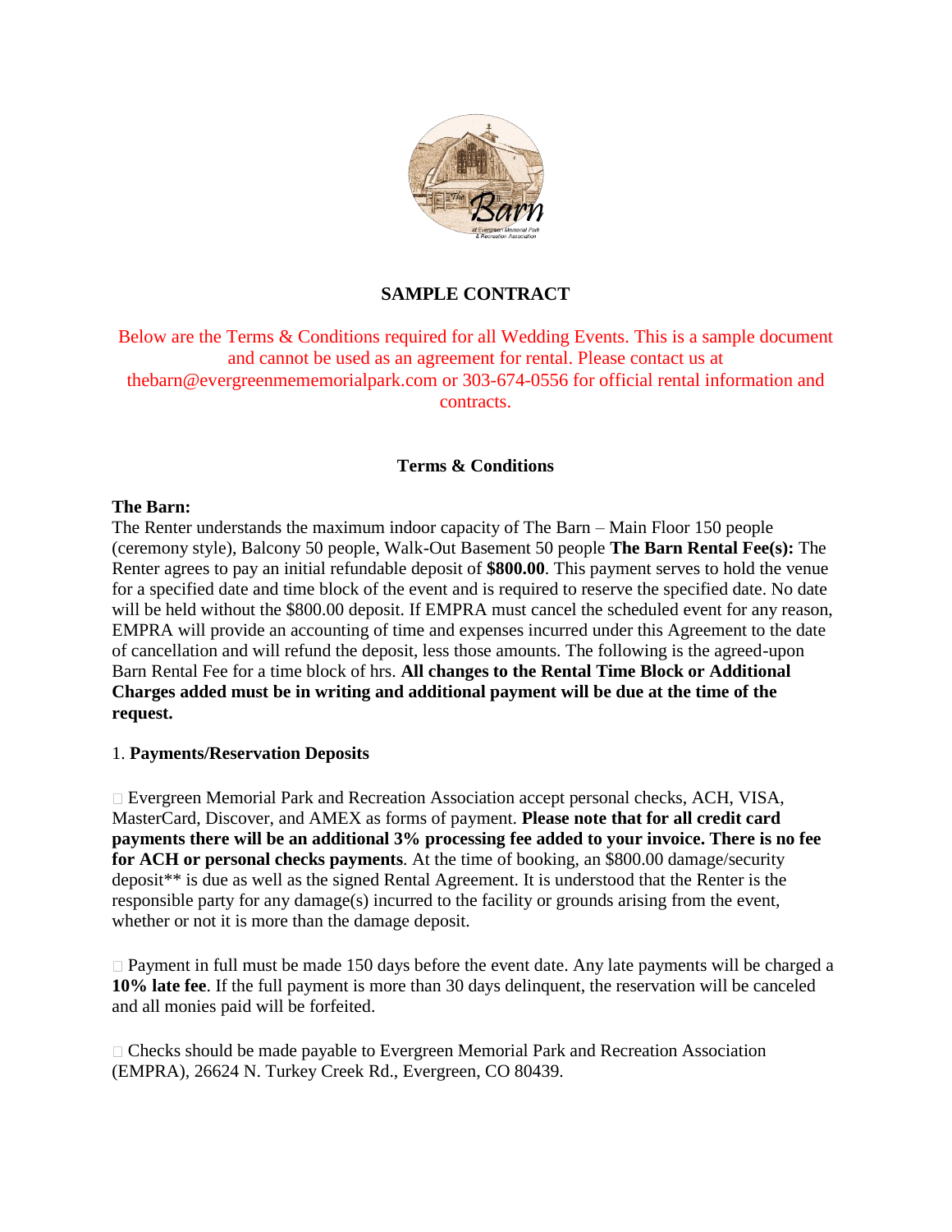# SAMPLE CONTRACT

Below are the Terms & Conditions required for all Wedding Events. This is a sample document and cannot be used as an agreement for rental. Please contact us at thebarn@evergreenmememorialpark.com or 303-674-0556 for official rental information and contracts.

## Terms & Conditions

**The Barn:**
The Renter understands the maximum indoor capacity of The Barn – Main Floor 150 people (ceremony style), Balcony 50 people, Walk-Out Basement 50 people **The Barn Rental Fee(s):** The Renter agrees to pay an initial refundable deposit of **$800.00**. This payment serves to hold the venue for a specified date and time block of the event and is required to reserve the specified date. No date will be held without the $800.00 deposit. If EMPRA must cancel the scheduled event for any reason, EMPRA will provide an accounting of time and expenses incurred under this Agreement to the date of cancellation and will refund the deposit, less those amounts. The following is the agreed-upon Barn Rental Fee for a time block of hrs. **All changes to the Rental Time Block or Additional Charges added must be in writing and additional payment will be due at the time of the request.**

1. **Payments/Reservation Deposits**

- Evergreen Memorial Park and Recreation Association accept personal checks, ACH, VISA, MasterCard, Discover, and AMEX as forms of payment. **Please note that for all credit card payments there will be an additional 3% processing fee added to your invoice. There is no fee for ACH or personal checks payments**. At the time of booking, an $800.00 damage/security deposit** is due as well as the signed Rental Agreement. It is understood that the Renter is the responsible party for any damage(s) incurred to the facility or grounds arising from the event, whether or not it is more than the damage deposit.

- Payment in full must be made 150 days before the event date. Any late payments will be charged a **10% late fee**. If the full payment is more than 30 days delinquent, the reservation will be canceled and all monies paid will be forfeited.

- Checks should be made payable to Evergreen Memorial Park and Recreation Association (EMPRA), 26624 N. Turkey Creek Rd., Evergreen, CO 80439.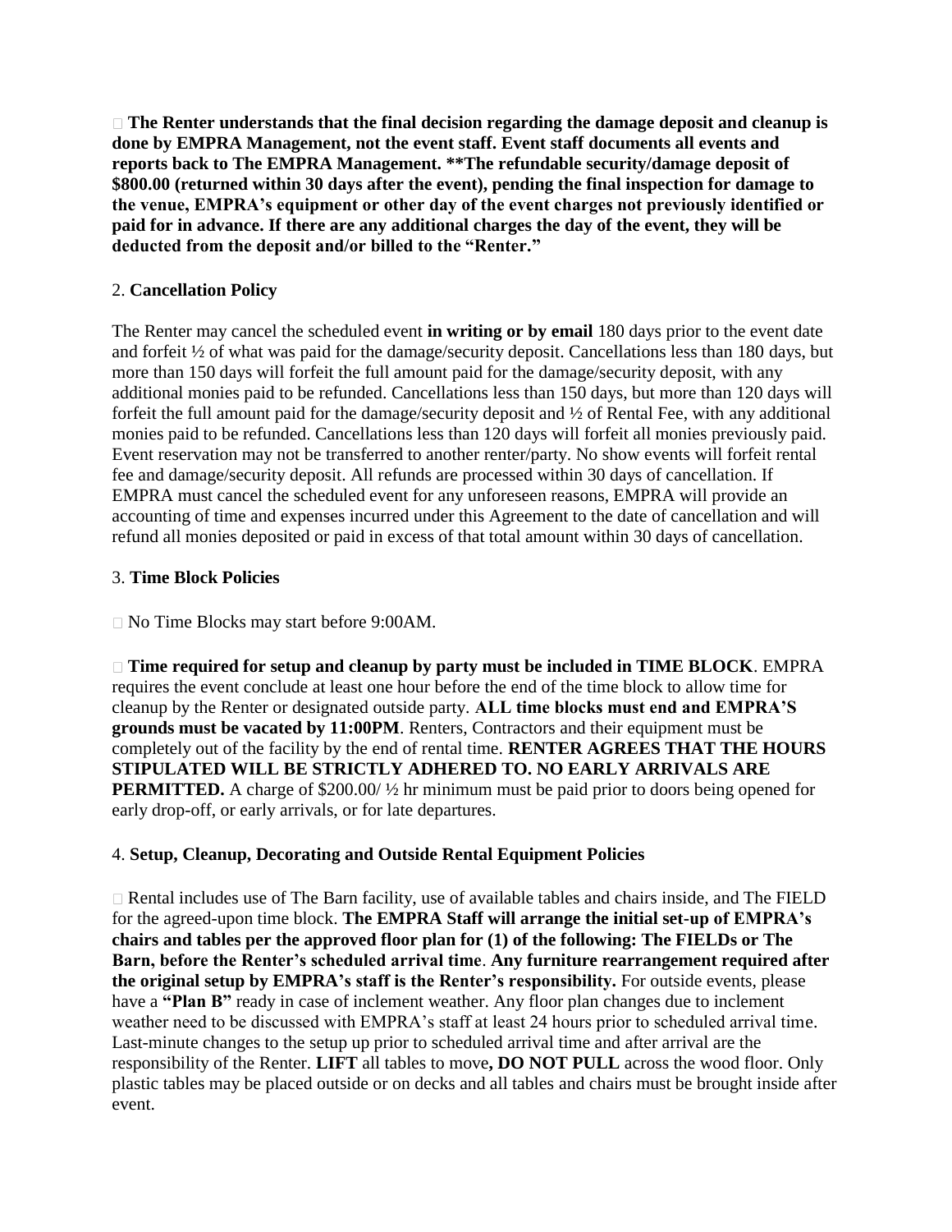- **The Renter understands that the final decision regarding the damage deposit and cleanup is done by EMPRA Management, not the event staff. Event staff documents all events and reports back to The EMPRA Management. **The refundable security/damage deposit of $800.00 (returned within 30 days after the event), pending the final inspection for damage to the venue, EMPRA's equipment or other day of the event charges not previously identified or paid for in advance. If there are any additional charges the day of the event, they will be deducted from the deposit and/or billed to the "Renter."**

2. **Cancellation Policy**

The Renter may cancel the scheduled event **in writing or by email** 180 days prior to the event date and forfeit ½ of what was paid for the damage/security deposit. Cancellations less than 180 days, but more than 150 days will forfeit the full amount paid for the damage/security deposit, with any additional monies paid to be refunded. Cancellations less than 150 days, but more than 120 days will forfeit the full amount paid for the damage/security deposit and ½ of Rental Fee, with any additional monies paid to be refunded. Cancellations less than 120 days will forfeit all monies previously paid. Event reservation may not be transferred to another renter/party. No show events will forfeit rental fee and damage/security deposit. All refunds are processed within 30 days of cancellation. If EMPRA must cancel the scheduled event for any unforeseen reasons, EMPRA will provide an accounting of time and expenses incurred under this Agreement to the date of cancellation and will refund all monies deposited or paid in excess of that total amount within 30 days of cancellation.

3. **Time Block Policies**

- No Time Blocks may start before 9:00AM.

- **Time required for setup and cleanup by party must be included in TIME BLOCK**. EMPRA requires the event conclude at least one hour before the end of the time block to allow time for cleanup by the Renter or designated outside party. **ALL time blocks must end and EMPRA'S grounds must be vacated by 11:00PM**. Renters, Contractors and their equipment must be completely out of the facility by the end of rental time. **RENTER AGREES THAT THE HOURS STIPULATED WILL BE STRICTLY ADHERED TO. NO EARLY ARRIVALS ARE PERMITTED.** A charge of $200.00/ ½ hr minimum must be paid prior to doors being opened for early drop-off, or early arrivals, or for late departures.

4. **Setup, Cleanup, Decorating and Outside Rental Equipment Policies**

- Rental includes use of The Barn facility, use of available tables and chairs inside, and The FIELD for the agreed-upon time block. **The EMPRA Staff will arrange the initial set-up of EMPRA's chairs and tables per the approved floor plan for (1) of the following: The FIELDs or The Barn, before the Renter's scheduled arrival time**. **Any furniture rearrangement required after the original setup by EMPRA's staff is the Renter's responsibility.** For outside events, please have a **"Plan B"** ready in case of inclement weather. Any floor plan changes due to inclement weather need to be discussed with EMPRA's staff at least 24 hours prior to scheduled arrival time. Last-minute changes to the setup up prior to scheduled arrival time and after arrival are the responsibility of the Renter. **LIFT** all tables to move**, DO NOT PULL** across the wood floor. Only plastic tables may be placed outside or on decks and all tables and chairs must be brought inside after event.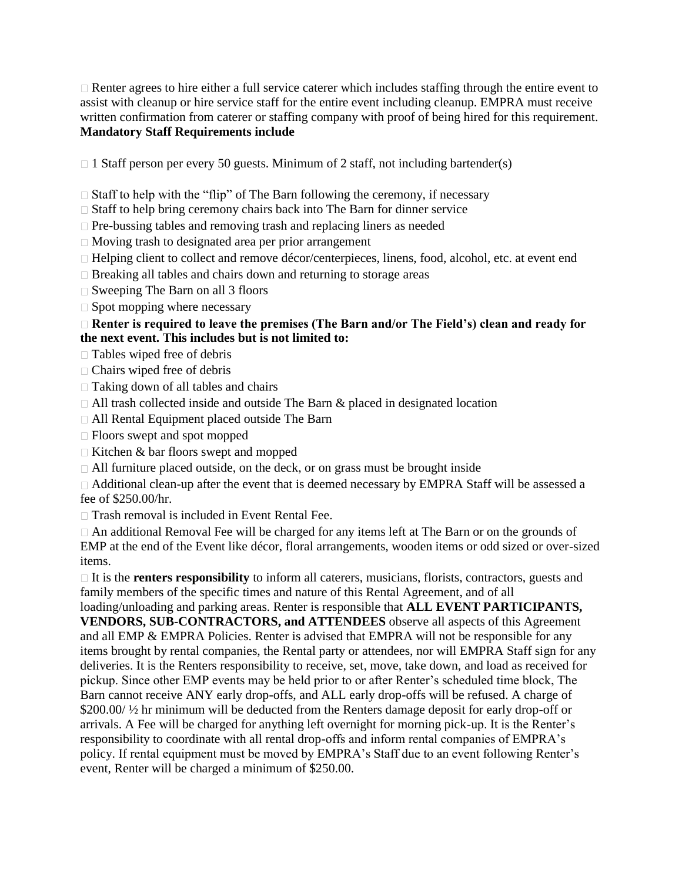- Renter agrees to hire either a full service caterer which includes staffing through the entire event to assist with cleanup or hire service staff for the entire event including cleanup. EMPRA must receive written confirmation from caterer or staffing company with proof of being hired for this requirement.

**Mandatory Staff Requirements include**

- 1 Staff person per every 50 guests. Minimum of 2 staff, not including bartender(s)
- Staff to help with the "flip" of The Barn following the ceremony, if necessary
- Staff to help bring ceremony chairs back into The Barn for dinner service
- Pre-bussing tables and removing trash and replacing liners as needed
- Moving trash to designated area per prior arrangement
- Helping client to collect and remove décor/centerpieces, linens, food, alcohol, etc. at event end
- Breaking all tables and chairs down and returning to storage areas
- Sweeping The Barn on all 3 floors
- Spot mopping where necessary
- **Renter is required to leave the premises (The Barn and/or The Field's) clean and ready for the next event. This includes but is not limited to:**
- Tables wiped free of debris
- Chairs wiped free of debris
- Taking down of all tables and chairs
- All trash collected inside and outside The Barn & placed in designated location
- All Rental Equipment placed outside The Barn
- Floors swept and spot mopped
- Kitchen & bar floors swept and mopped
- All furniture placed outside, on the deck, or on grass must be brought inside
- Additional clean-up after the event that is deemed necessary by EMPRA Staff will be assessed a fee of $250.00/hr.
- Trash removal is included in Event Rental Fee.
- An additional Removal Fee will be charged for any items left at The Barn or on the grounds of EMP at the end of the Event like décor, floral arrangements, wooden items or odd sized or over-sized items.
- It is the **renters responsibility** to inform all caterers, musicians, florists, contractors, guests and family members of the specific times and nature of this Rental Agreement, and of all loading/unloading and parking areas. Renter is responsible that **ALL EVENT PARTICIPANTS, VENDORS, SUB-CONTRACTORS, and ATTENDEES** observe all aspects of this Agreement and all EMP & EMPRA Policies. Renter is advised that EMPRA will not be responsible for any items brought by rental companies, the Rental party or attendees, nor will EMPRA Staff sign for any deliveries. It is the Renters responsibility to receive, set, move, take down, and load as received for pickup. Since other EMP events may be held prior to or after Renter's scheduled time block, The Barn cannot receive ANY early drop-offs, and ALL early drop-offs will be refused. A charge of $200.00/ ½ hr minimum will be deducted from the Renters damage deposit for early drop-off or arrivals. A Fee will be charged for anything left overnight for morning pick-up. It is the Renter's responsibility to coordinate with all rental drop-offs and inform rental companies of EMPRA's policy. If rental equipment must be moved by EMPRA's Staff due to an event following Renter's event, Renter will be charged a minimum of $250.00.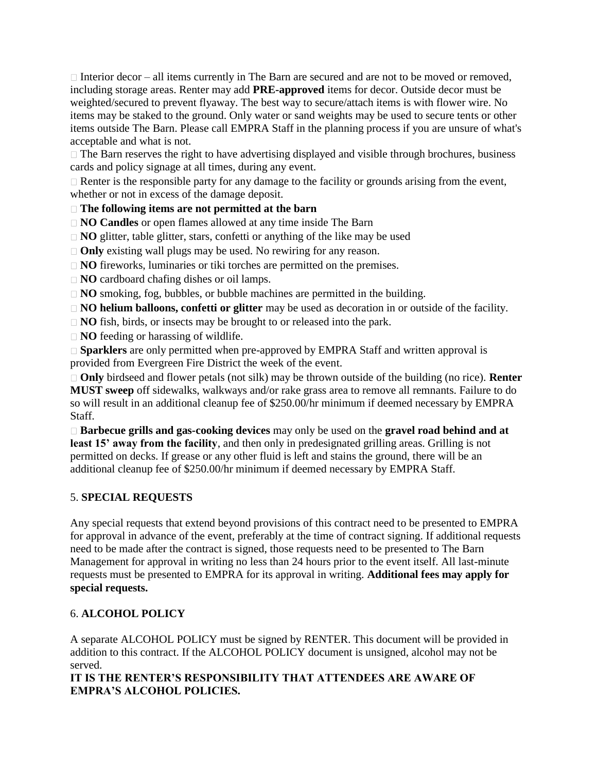- Interior decor – all items currently in The Barn are secured and are not to be moved or removed, including storage areas. Renter may add **PRE-approved** items for decor. Outside decor must be weighted/secured to prevent flyaway. The best way to secure/attach items is with flower wire. No items may be staked to the ground. Only water or sand weights may be used to secure tents or other items outside The Barn. Please call EMPRA Staff in the planning process if you are unsure of what's acceptable and what is not.
- The Barn reserves the right to have advertising displayed and visible through brochures, business cards and policy signage at all times, during any event.
- Renter is the responsible party for any damage to the facility or grounds arising from the event, whether or not in excess of the damage deposit.
- **The following items are not permitted at the barn**
- **NO Candles** or open flames allowed at any time inside The Barn
- **NO** glitter, table glitter, stars, confetti or anything of the like may be used
- **Only** existing wall plugs may be used. No rewiring for any reason.
- **NO** fireworks, luminaries or tiki torches are permitted on the premises.
- **NO** cardboard chafing dishes or oil lamps.
- **NO** smoking, fog, bubbles, or bubble machines are permitted in the building.
- **NO helium balloons, confetti or glitter** may be used as decoration in or outside of the facility.
- **NO** fish, birds, or insects may be brought to or released into the park.
- **NO** feeding or harassing of wildlife.
- **Sparklers** are only permitted when pre-approved by EMPRA Staff and written approval is provided from Evergreen Fire District the week of the event.
- **Only** birdseed and flower petals (not silk) may be thrown outside of the building (no rice). **Renter MUST sweep** off sidewalks, walkways and/or rake grass area to remove all remnants. Failure to do so will result in an additional cleanup fee of $250.00/hr minimum if deemed necessary by EMPRA Staff.
- **Barbecue grills and gas-cooking devices** may only be used on the **gravel road behind and at least 15' away from the facility**, and then only in predesignated grilling areas. Grilling is not permitted on decks. If grease or any other fluid is left and stains the ground, there will be an additional cleanup fee of $250.00/hr minimum if deemed necessary by EMPRA Staff.

## 5. SPECIAL REQUESTS

Any special requests that extend beyond provisions of this contract need to be presented to EMPRA for approval in advance of the event, preferably at the time of contract signing. If additional requests need to be made after the contract is signed, those requests need to be presented to The Barn Management for approval in writing no less than 24 hours prior to the event itself. All last-minute requests must be presented to EMPRA for its approval in writing. **Additional fees may apply for special requests.**

## 6. ALCOHOL POLICY

A separate ALCOHOL POLICY must be signed by RENTER. This document will be provided in addition to this contract. If the ALCOHOL POLICY document is unsigned, alcohol may not be served.

**IT IS THE RENTER'S RESPONSIBILITY THAT ATTENDEES ARE AWARE OF EMPRA'S ALCOHOL POLICIES.**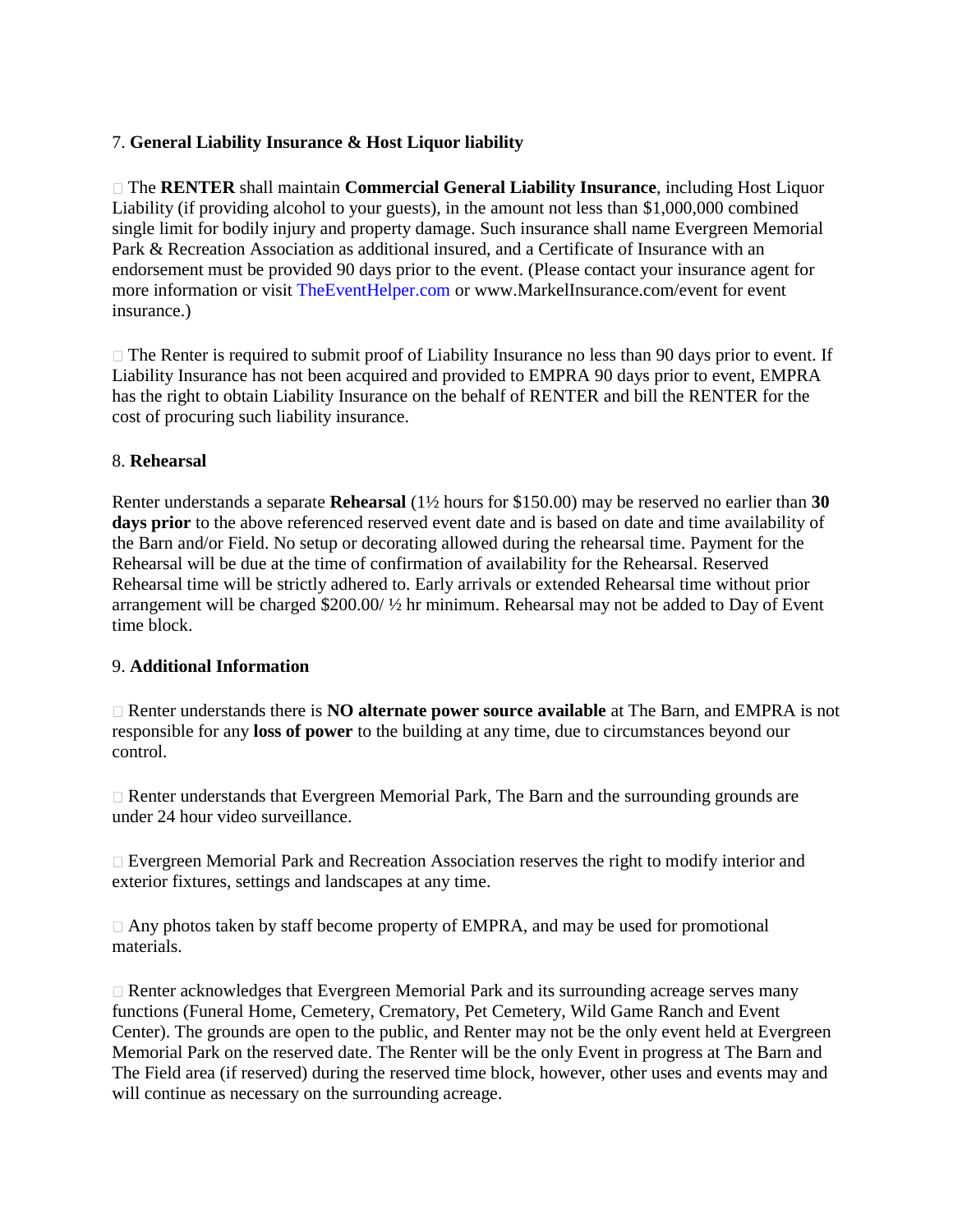7. **General Liability Insurance & Host Liquor liability**

- The **RENTER** shall maintain **Commercial General Liability Insurance**, including Host Liquor Liability (if providing alcohol to your guests), in the amount not less than $1,000,000 combined single limit for bodily injury and property damage. Such insurance shall name Evergreen Memorial Park & Recreation Association as additional insured, and a Certificate of Insurance with an endorsement must be provided 90 days prior to the event. (Please contact your insurance agent for more information or visit TheEventHelper.com or www.MarkelInsurance.com/event for event insurance.)

- The Renter is required to submit proof of Liability Insurance no less than 90 days prior to event. If Liability Insurance has not been acquired and provided to EMPRA 90 days prior to event, EMPRA has the right to obtain Liability Insurance on the behalf of RENTER and bill the RENTER for the cost of procuring such liability insurance.

8. **Rehearsal**

Renter understands a separate **Rehearsal** (1½ hours for $150.00) may be reserved no earlier than **30 days prior** to the above referenced reserved event date and is based on date and time availability of the Barn and/or Field. No setup or decorating allowed during the rehearsal time. Payment for the Rehearsal will be due at the time of confirmation of availability for the Rehearsal. Reserved Rehearsal time will be strictly adhered to. Early arrivals or extended Rehearsal time without prior arrangement will be charged $200.00/ ½ hr minimum. Rehearsal may not be added to Day of Event time block.

9. **Additional Information**

- Renter understands there is **NO alternate power source available** at The Barn, and EMPRA is not responsible for any **loss of power** to the building at any time, due to circumstances beyond our control.

- Renter understands that Evergreen Memorial Park, The Barn and the surrounding grounds are under 24 hour video surveillance.

- Evergreen Memorial Park and Recreation Association reserves the right to modify interior and exterior fixtures, settings and landscapes at any time.

- Any photos taken by staff become property of EMPRA, and may be used for promotional materials.

- Renter acknowledges that Evergreen Memorial Park and its surrounding acreage serves many functions (Funeral Home, Cemetery, Crematory, Pet Cemetery, Wild Game Ranch and Event Center). The grounds are open to the public, and Renter may not be the only event held at Evergreen Memorial Park on the reserved date. The Renter will be the only Event in progress at The Barn and The Field area (if reserved) during the reserved time block, however, other uses and events may and will continue as necessary on the surrounding acreage.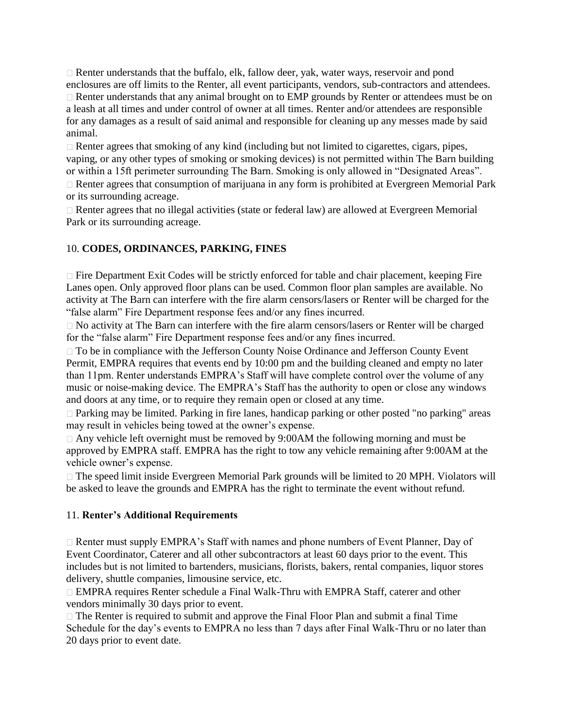- Renter understands that the buffalo, elk, fallow deer, yak, water ways, reservoir and pond enclosures are off limits to the Renter, all event participants, vendors, sub-contractors and attendees.
- Renter understands that any animal brought on to EMP grounds by Renter or attendees must be on a leash at all times and under control of owner at all times. Renter and/or attendees are responsible for any damages as a result of said animal and responsible for cleaning up any messes made by said animal.
- Renter agrees that smoking of any kind (including but not limited to cigarettes, cigars, pipes, vaping, or any other types of smoking or smoking devices) is not permitted within The Barn building or within a 15ft perimeter surrounding The Barn. Smoking is only allowed in "Designated Areas".
- Renter agrees that consumption of marijuana in any form is prohibited at Evergreen Memorial Park or its surrounding acreage.
- Renter agrees that no illegal activities (state or federal law) are allowed at Evergreen Memorial Park or its surrounding acreage.

## 10. **CODES, ORDINANCES, PARKING, FINES**

- Fire Department Exit Codes will be strictly enforced for table and chair placement, keeping Fire Lanes open. Only approved floor plans can be used. Common floor plan samples are available. No activity at The Barn can interfere with the fire alarm censors/lasers or Renter will be charged for the "false alarm" Fire Department response fees and/or any fines incurred.
- No activity at The Barn can interfere with the fire alarm censors/lasers or Renter will be charged for the "false alarm" Fire Department response fees and/or any fines incurred.
- To be in compliance with the Jefferson County Noise Ordinance and Jefferson County Event Permit, EMPRA requires that events end by 10:00 pm and the building cleaned and empty no later than 11pm. Renter understands EMPRA's Staff will have complete control over the volume of any music or noise-making device. The EMPRA's Staff has the authority to open or close any windows and doors at any time, or to require they remain open or closed at any time.
- Parking may be limited. Parking in fire lanes, handicap parking or other posted "no parking" areas may result in vehicles being towed at the owner's expense.
- Any vehicle left overnight must be removed by 9:00AM the following morning and must be approved by EMPRA staff. EMPRA has the right to tow any vehicle remaining after 9:00AM at the vehicle owner's expense.
- The speed limit inside Evergreen Memorial Park grounds will be limited to 20 MPH. Violators will be asked to leave the grounds and EMPRA has the right to terminate the event without refund.

## 11. **Renter's Additional Requirements**

- Renter must supply EMPRA's Staff with names and phone numbers of Event Planner, Day of Event Coordinator, Caterer and all other subcontractors at least 60 days prior to the event. This includes but is not limited to bartenders, musicians, florists, bakers, rental companies, liquor stores delivery, shuttle companies, limousine service, etc.
- EMPRA requires Renter schedule a Final Walk-Thru with EMPRA Staff, caterer and other vendors minimally 30 days prior to event.
- The Renter is required to submit and approve the Final Floor Plan and submit a final Time Schedule for the day's events to EMPRA no less than 7 days after Final Walk-Thru or no later than 20 days prior to event date.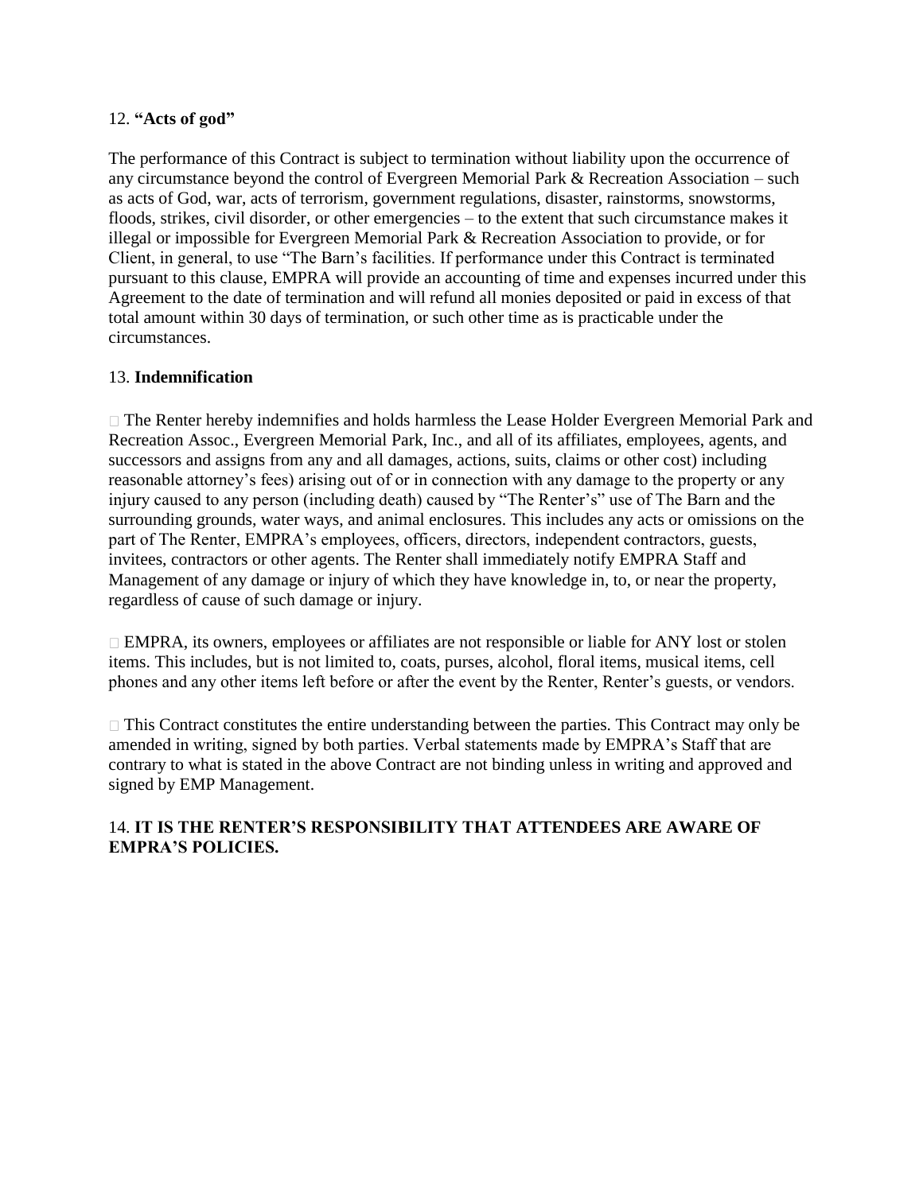12. **"Acts of god"**

The performance of this Contract is subject to termination without liability upon the occurrence of any circumstance beyond the control of Evergreen Memorial Park & Recreation Association – such as acts of God, war, acts of terrorism, government regulations, disaster, rainstorms, snowstorms, floods, strikes, civil disorder, or other emergencies – to the extent that such circumstance makes it illegal or impossible for Evergreen Memorial Park & Recreation Association to provide, or for Client, in general, to use "The Barn's facilities. If performance under this Contract is terminated pursuant to this clause, EMPRA will provide an accounting of time and expenses incurred under this Agreement to the date of termination and will refund all monies deposited or paid in excess of that total amount within 30 days of termination, or such other time as is practicable under the circumstances.

13. **Indemnification**

- The Renter hereby indemnifies and holds harmless the Lease Holder Evergreen Memorial Park and Recreation Assoc., Evergreen Memorial Park, Inc., and all of its affiliates, employees, agents, and successors and assigns from any and all damages, actions, suits, claims or other cost) including reasonable attorney's fees) arising out of or in connection with any damage to the property or any injury caused to any person (including death) caused by "The Renter's" use of The Barn and the surrounding grounds, water ways, and animal enclosures. This includes any acts or omissions on the part of The Renter, EMPRA's employees, officers, directors, independent contractors, guests, invitees, contractors or other agents. The Renter shall immediately notify EMPRA Staff and Management of any damage or injury of which they have knowledge in, to, or near the property, regardless of cause of such damage or injury.

- EMPRA, its owners, employees or affiliates are not responsible or liable for ANY lost or stolen items. This includes, but is not limited to, coats, purses, alcohol, floral items, musical items, cell phones and any other items left before or after the event by the Renter, Renter's guests, or vendors.

- This Contract constitutes the entire understanding between the parties. This Contract may only be amended in writing, signed by both parties. Verbal statements made by EMPRA's Staff that are contrary to what is stated in the above Contract are not binding unless in writing and approved and signed by EMP Management.

14. **IT IS THE RENTER'S RESPONSIBILITY THAT ATTENDEES ARE AWARE OF EMPRA'S POLICIES.**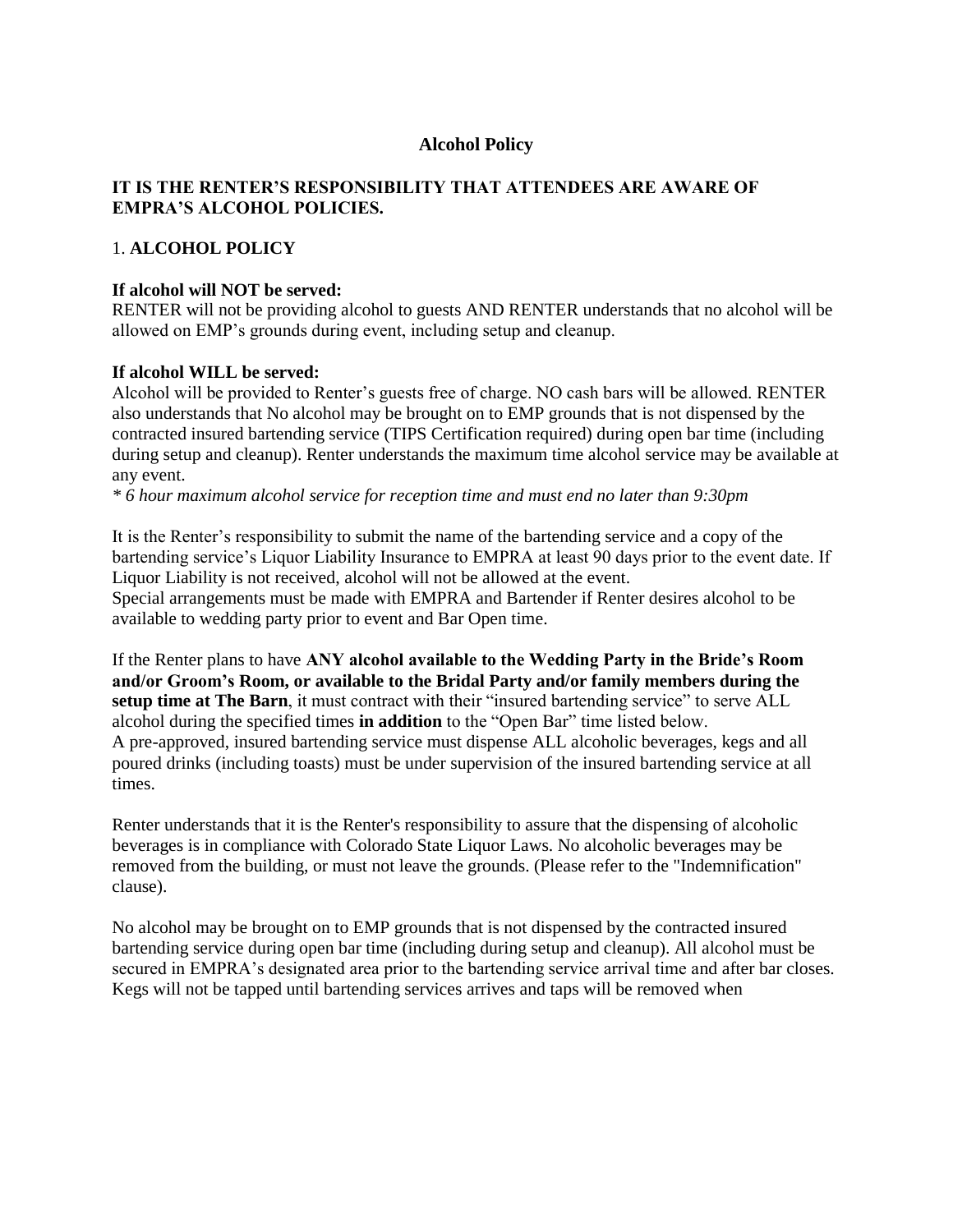# Alcohol Policy

**IT IS THE RENTER'S RESPONSIBILITY THAT ATTENDEES ARE AWARE OF EMPRA'S ALCOHOL POLICIES.**

## 1. ALCOHOL POLICY

**If alcohol will NOT be served:**
RENTER will not be providing alcohol to guests AND RENTER understands that no alcohol will be allowed on EMP's grounds during event, including setup and cleanup.

**If alcohol WILL be served:**
Alcohol will be provided to Renter's guests free of charge. NO cash bars will be allowed. RENTER also understands that No alcohol may be brought on to EMP grounds that is not dispensed by the contracted insured bartending service (TIPS Certification required) during open bar time (including during setup and cleanup). Renter understands the maximum time alcohol service may be available at any event.
*\* 6 hour maximum alcohol service for reception time and must end no later than 9:30pm*

It is the Renter's responsibility to submit the name of the bartending service and a copy of the bartending service's Liquor Liability Insurance to EMPRA at least 90 days prior to the event date. If Liquor Liability is not received, alcohol will not be allowed at the event.
Special arrangements must be made with EMPRA and Bartender if Renter desires alcohol to be available to wedding party prior to event and Bar Open time.

If the Renter plans to have **ANY alcohol available to the Wedding Party in the Bride's Room and/or Groom's Room, or available to the Bridal Party and/or family members during the setup time at The Barn**, it must contract with their "insured bartending service" to serve ALL alcohol during the specified times **in addition** to the "Open Bar" time listed below.
A pre-approved, insured bartending service must dispense ALL alcoholic beverages, kegs and all poured drinks (including toasts) must be under supervision of the insured bartending service at all times.

Renter understands that it is the Renter's responsibility to assure that the dispensing of alcoholic beverages is in compliance with Colorado State Liquor Laws. No alcoholic beverages may be removed from the building, or must not leave the grounds. (Please refer to the "Indemnification" clause).

No alcohol may be brought on to EMP grounds that is not dispensed by the contracted insured bartending service during open bar time (including during setup and cleanup). All alcohol must be secured in EMPRA's designated area prior to the bartending service arrival time and after bar closes. Kegs will not be tapped until bartending services arrives and taps will be removed when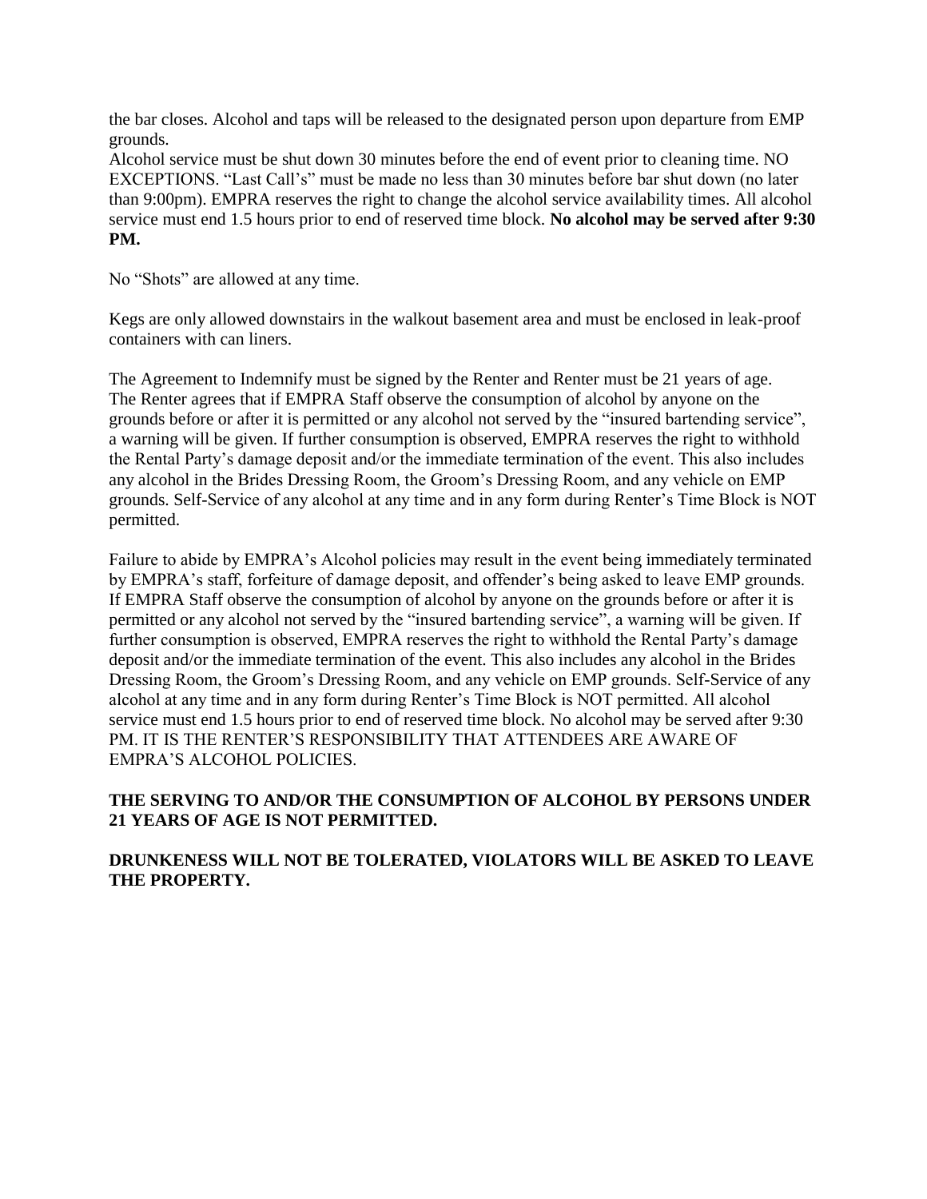the bar closes. Alcohol and taps will be released to the designated person upon departure from EMP grounds.
Alcohol service must be shut down 30 minutes before the end of event prior to cleaning time. NO EXCEPTIONS. "Last Call's" must be made no less than 30 minutes before bar shut down (no later than 9:00pm). EMPRA reserves the right to change the alcohol service availability times. All alcohol service must end 1.5 hours prior to end of reserved time block. **No alcohol may be served after 9:30 PM.**

No "Shots" are allowed at any time.

Kegs are only allowed downstairs in the walkout basement area and must be enclosed in leak-proof containers with can liners.

The Agreement to Indemnify must be signed by the Renter and Renter must be 21 years of age.
The Renter agrees that if EMPRA Staff observe the consumption of alcohol by anyone on the grounds before or after it is permitted or any alcohol not served by the "insured bartending service", a warning will be given. If further consumption is observed, EMPRA reserves the right to withhold the Rental Party's damage deposit and/or the immediate termination of the event. This also includes any alcohol in the Brides Dressing Room, the Groom's Dressing Room, and any vehicle on EMP grounds. Self-Service of any alcohol at any time and in any form during Renter's Time Block is NOT permitted.

Failure to abide by EMPRA's Alcohol policies may result in the event being immediately terminated by EMPRA's staff, forfeiture of damage deposit, and offender's being asked to leave EMP grounds. If EMPRA Staff observe the consumption of alcohol by anyone on the grounds before or after it is permitted or any alcohol not served by the "insured bartending service", a warning will be given. If further consumption is observed, EMPRA reserves the right to withhold the Rental Party's damage deposit and/or the immediate termination of the event. This also includes any alcohol in the Brides Dressing Room, the Groom's Dressing Room, and any vehicle on EMP grounds. Self-Service of any alcohol at any time and in any form during Renter's Time Block is NOT permitted. All alcohol service must end 1.5 hours prior to end of reserved time block. No alcohol may be served after 9:30 PM. IT IS THE RENTER'S RESPONSIBILITY THAT ATTENDEES ARE AWARE OF EMPRA'S ALCOHOL POLICIES.

**THE SERVING TO AND/OR THE CONSUMPTION OF ALCOHOL BY PERSONS UNDER 21 YEARS OF AGE IS NOT PERMITTED.**

**DRUNKENESS WILL NOT BE TOLERATED, VIOLATORS WILL BE ASKED TO LEAVE THE PROPERTY.**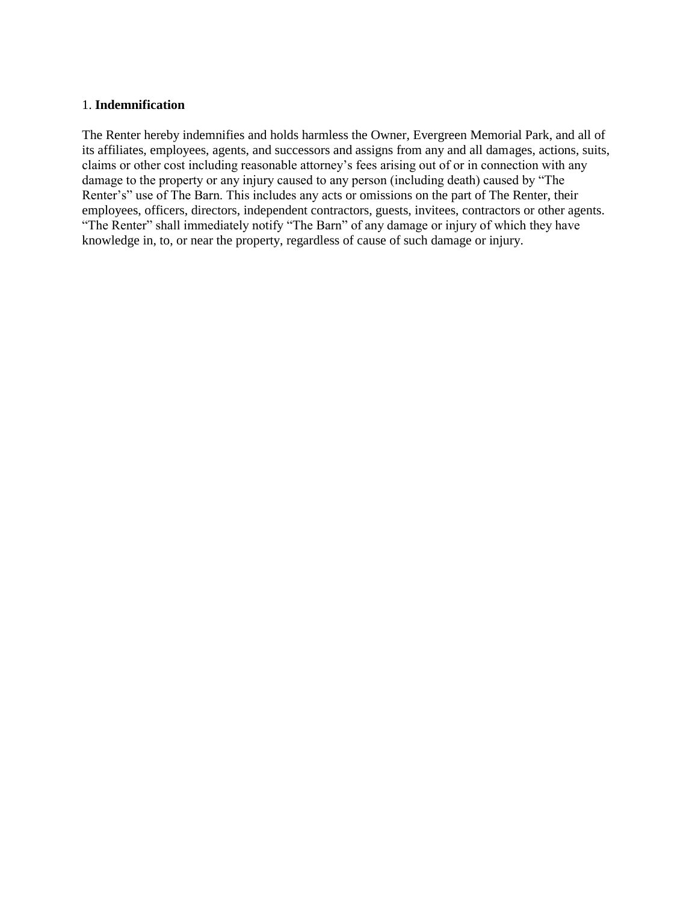1. **Indemnification**

The Renter hereby indemnifies and holds harmless the Owner, Evergreen Memorial Park, and all of its affiliates, employees, agents, and successors and assigns from any and all damages, actions, suits, claims or other cost including reasonable attorney's fees arising out of or in connection with any damage to the property or any injury caused to any person (including death) caused by "The Renter's" use of The Barn. This includes any acts or omissions on the part of The Renter, their employees, officers, directors, independent contractors, guests, invitees, contractors or other agents. "The Renter" shall immediately notify "The Barn" of any damage or injury of which they have knowledge in, to, or near the property, regardless of cause of such damage or injury.